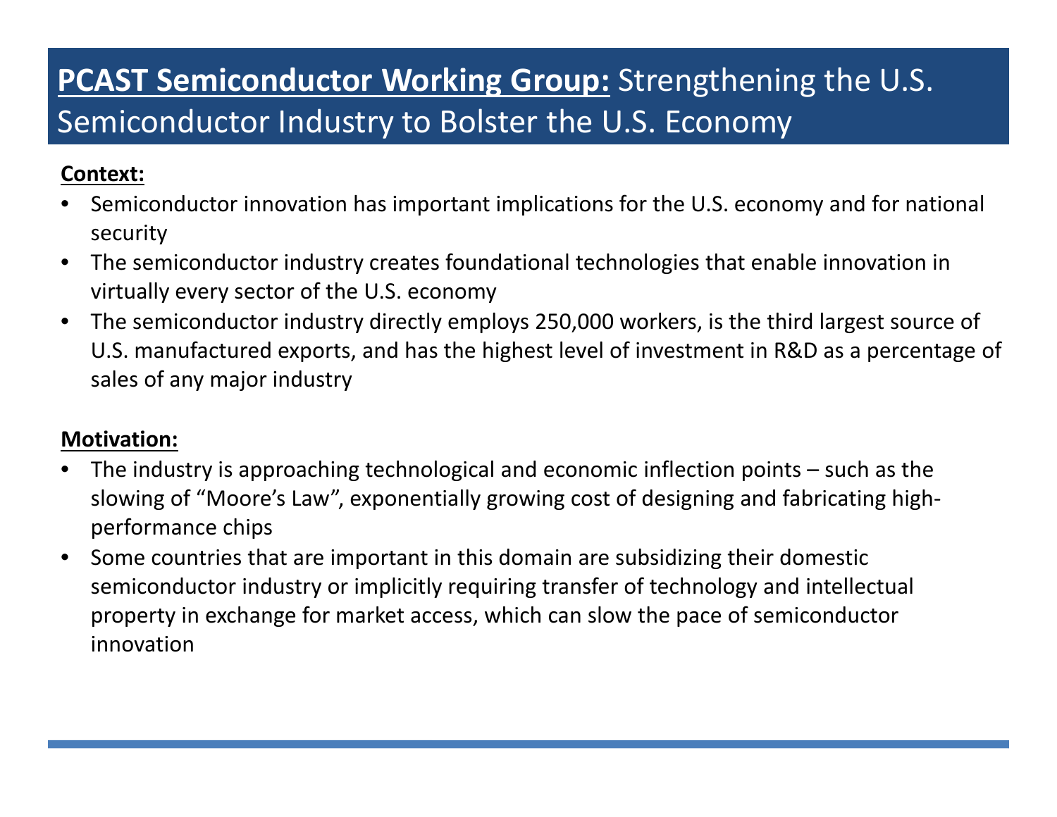# **PCAST Semiconductor Working Group:** Strengthening the U.S. Semiconductor Industry to Bolster the U.S. Economy

**Context:**

- Semiconductor innovation has important implications for the U.S. economy and for national security
- The semiconductor industry creates foundational technologies that enable innovation in virtually every sector of the U.S. economy
- The semiconductor industry directly employs 250,000 workers, is the third largest source of U.S. manufactured exports, and has the highest level of investment in R&D as a percentage of sales of any major industry

**Motivation:**

- The industry is approaching technological and economic inflection points – such as the slowing of "Moore's Law", exponentially growing cost of designing and fabricating high-performance chips
- Some countries that are important in this domain are subsidizing their domestic semiconductor industry or implicitly requiring transfer of technology and intellectual property in exchange for market access, which can slow the pace of semiconductor innovation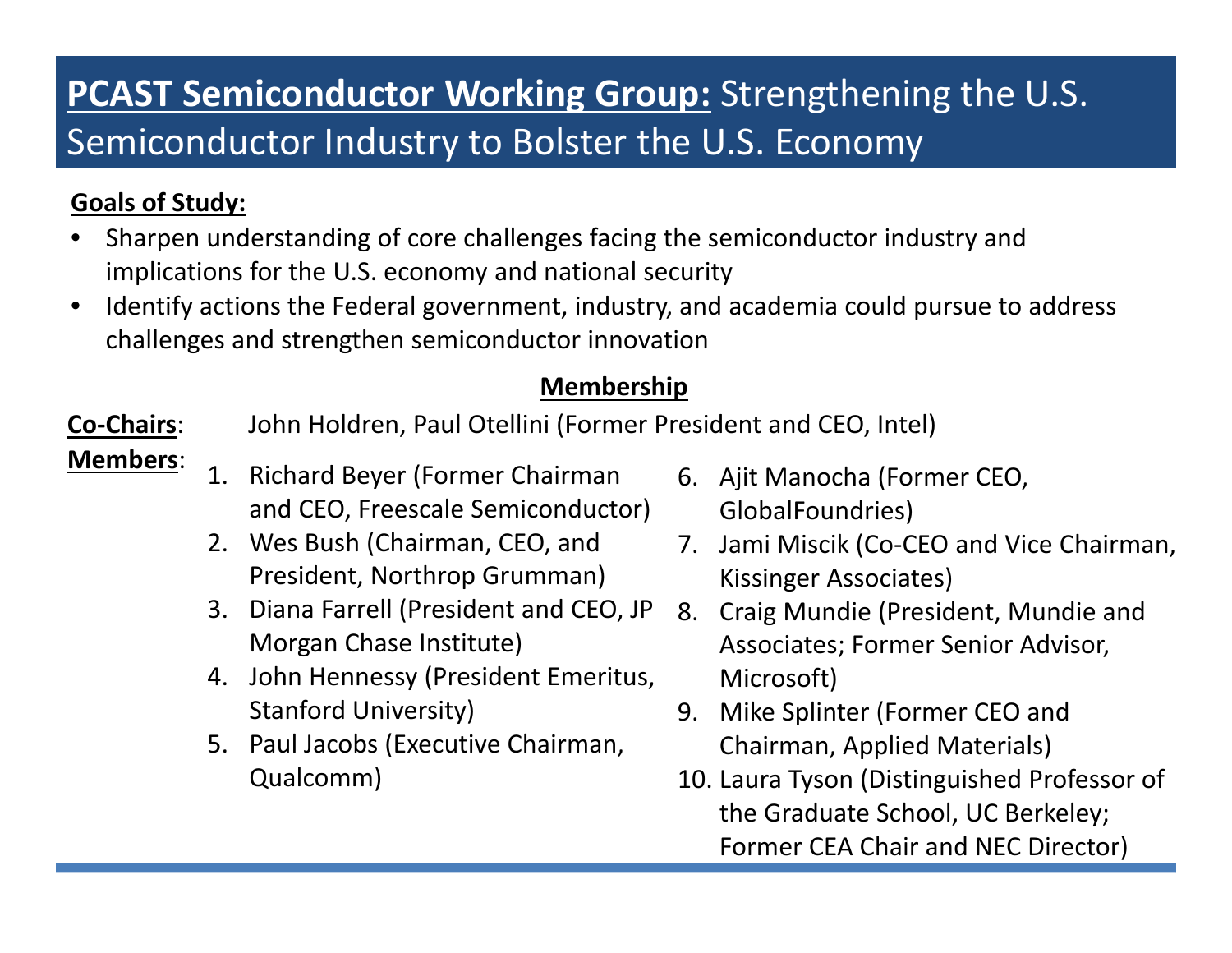# **PCAST Semiconductor Working Group:** Strengthening the U.S. Semiconductor Industry to Bolster the U.S. Economy

**Goals of Study:**

- Sharpen understanding of core challenges facing the semiconductor industry and implications for the U.S. economy and national security
- Identify actions the Federal government, industry, and academia could pursue to address challenges and strengthen semiconductor innovation

**Membership**

**Co-Chairs**: John Holdren, Paul Otellini (Former President and CEO, Intel)

**Members**:

1. Richard Beyer (Former Chairman and CEO, Freescale Semiconductor)
2. Wes Bush (Chairman, CEO, and President, Northrop Grumman)
3. Diana Farrell (President and CEO, JP Morgan Chase Institute)
4. John Hennessy (President Emeritus, Stanford University)
5. Paul Jacobs (Executive Chairman, Qualcomm)
6. Ajit Manocha (Former CEO, GlobalFoundries)
7. Jami Miscik (Co-CEO and Vice Chairman, Kissinger Associates)
8. Craig Mundie (President, Mundie and Associates; Former Senior Advisor, Microsoft)
9. Mike Splinter (Former CEO and Chairman, Applied Materials)
10. Laura Tyson (Distinguished Professor of the Graduate School, UC Berkeley; Former CEA Chair and NEC Director)